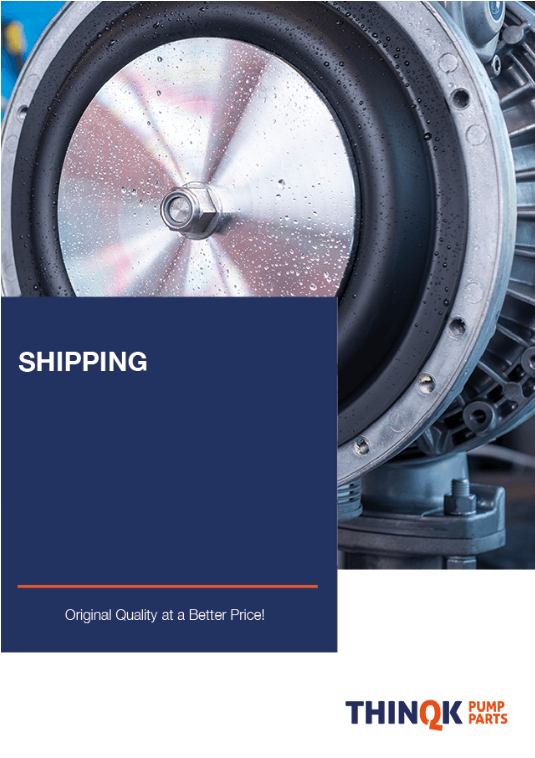# SHIPPING

Original Quality at a Better Price!

THINQK PUMP PARTS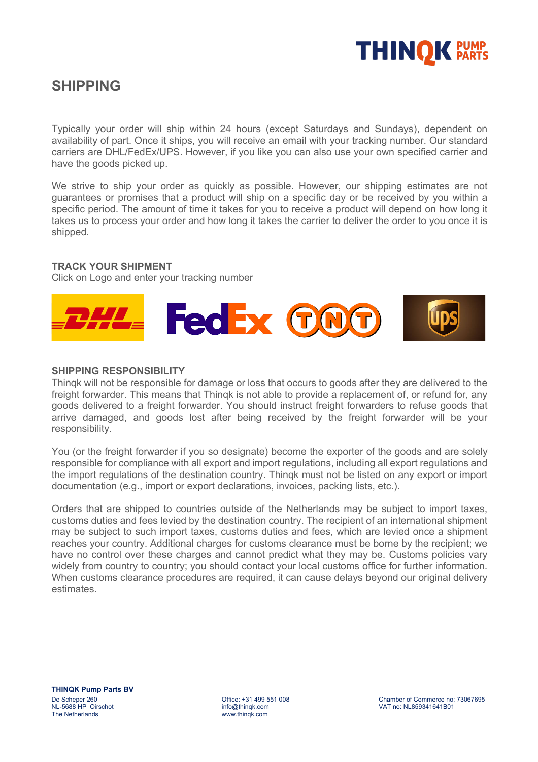## SHIPPING

Typically your order will ship within 24 hours (except Saturdays and Sundays), dependent on availability of part. Once it ships, you will receive an email with your tracking number. Our standard carriers are DHL/FedEx/UPS. However, if you like you can also use your own specified carrier and have the goods picked up.

We strive to ship your order as quickly as possible. However, our shipping estimates are not guarantees or promises that a product will ship on a specific day or be received by you within a specific period. The amount of time it takes for you to receive a product will depend on how long it takes us to process your order and how long it takes the carrier to deliver the order to you once it is shipped.

### TRACK YOUR SHIPMENT

Click on Logo and enter your tracking number

### SHIPPING RESPONSIBILITY

Thinqk will not be responsible for damage or loss that occurs to goods after they are delivered to the freight forwarder. This means that Thinqk is not able to provide a replacement of, or refund for, any goods delivered to a freight forwarder. You should instruct freight forwarders to refuse goods that arrive damaged, and goods lost after being received by the freight forwarder will be your responsibility.

You (or the freight forwarder if you so designate) become the exporter of the goods and are solely responsible for compliance with all export and import regulations, including all export regulations and the import regulations of the destination country. Thinqk must not be listed on any export or import documentation (e.g., import or export declarations, invoices, packing lists, etc.).

Orders that are shipped to countries outside of the Netherlands may be subject to import taxes, customs duties and fees levied by the destination country. The recipient of an international shipment may be subject to such import taxes, customs duties and fees, which are levied once a shipment reaches your country. Additional charges for customs clearance must be borne by the recipient; we have no control over these charges and cannot predict what they may be. Customs policies vary widely from country to country; you should contact your local customs office for further information. When customs clearance procedures are required, it can cause delays beyond our original delivery estimates.

**THINQK Pump Parts BV**
De Scheper 260
NL-5688 HP Oirschot
The Netherlands

Office: +31 499 551 008
info@thinqk.com
www.thinqk.com

Chamber of Commerce no: 73067695
VAT no: NL859341641B01